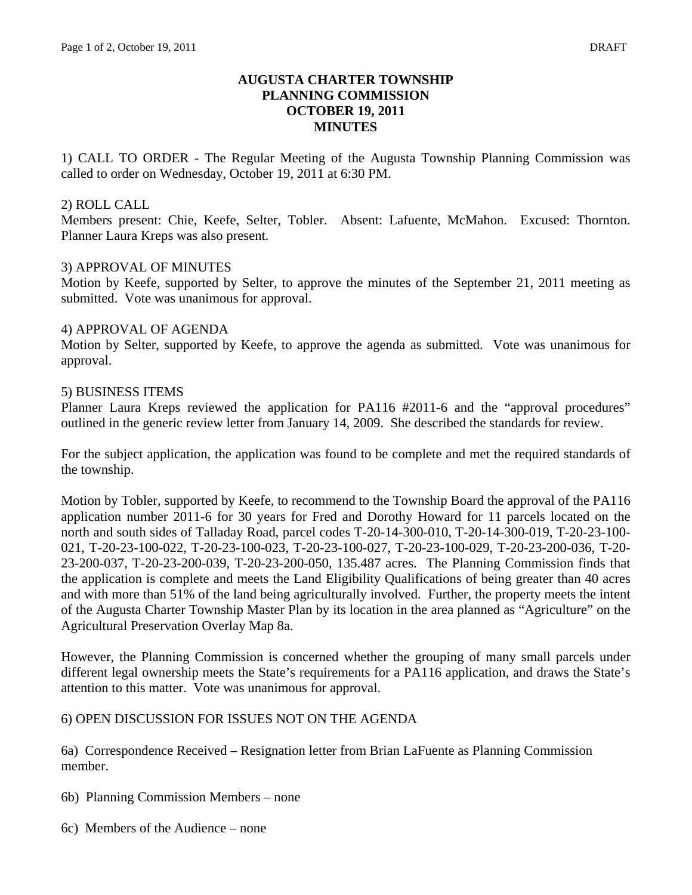# AUGUSTA CHARTER TOWNSHIP
# PLANNING COMMISSION
# OCTOBER 19, 2011
# MINUTES

1) CALL TO ORDER - The Regular Meeting of the Augusta Township Planning Commission was called to order on Wednesday, October 19, 2011 at 6:30 PM.

2) ROLL CALL
Members present: Chie, Keefe, Selter, Tobler. Absent: Lafuente, McMahon. Excused: Thornton. Planner Laura Kreps was also present.

3) APPROVAL OF MINUTES
Motion by Keefe, supported by Selter, to approve the minutes of the September 21, 2011 meeting as submitted. Vote was unanimous for approval.

4) APPROVAL OF AGENDA
Motion by Selter, supported by Keefe, to approve the agenda as submitted. Vote was unanimous for approval.

5) BUSINESS ITEMS
Planner Laura Kreps reviewed the application for PA116 #2011-6 and the "approval procedures" outlined in the generic review letter from January 14, 2009. She described the standards for review.

For the subject application, the application was found to be complete and met the required standards of the township.

Motion by Tobler, supported by Keefe, to recommend to the Township Board the approval of the PA116 application number 2011-6 for 30 years for Fred and Dorothy Howard for 11 parcels located on the north and south sides of Talladay Road, parcel codes T-20-14-300-010, T-20-14-300-019, T-20-23-100-021, T-20-23-100-022, T-20-23-100-023, T-20-23-100-027, T-20-23-100-029, T-20-23-200-036, T-20-23-200-037, T-20-23-200-039, T-20-23-200-050, 135.487 acres. The Planning Commission finds that the application is complete and meets the Land Eligibility Qualifications of being greater than 40 acres and with more than 51% of the land being agriculturally involved. Further, the property meets the intent of the Augusta Charter Township Master Plan by its location in the area planned as "Agriculture" on the Agricultural Preservation Overlay Map 8a.

However, the Planning Commission is concerned whether the grouping of many small parcels under different legal ownership meets the State's requirements for a PA116 application, and draws the State's attention to this matter. Vote was unanimous for approval.

6) OPEN DISCUSSION FOR ISSUES NOT ON THE AGENDA

6a) Correspondence Received – Resignation letter from Brian LaFuente as Planning Commission member.

6b) Planning Commission Members – none

6c) Members of the Audience – none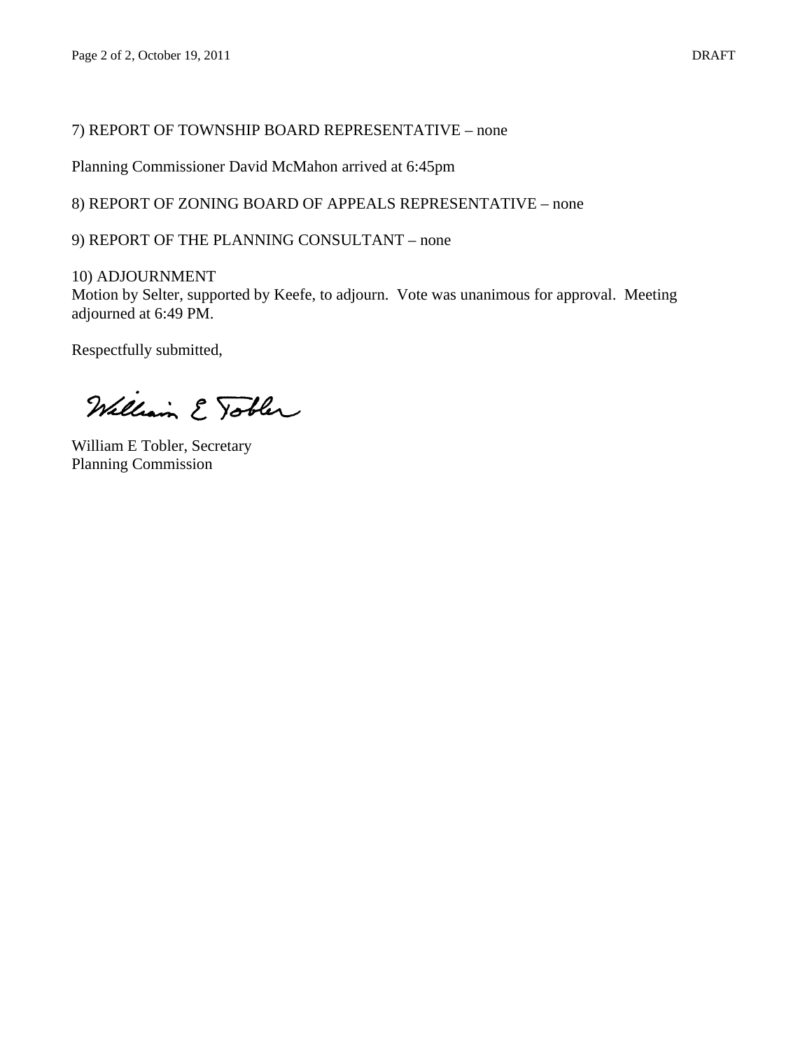7) REPORT OF TOWNSHIP BOARD REPRESENTATIVE – none

Planning Commissioner David McMahon arrived at 6:45pm

8) REPORT OF ZONING BOARD OF APPEALS REPRESENTATIVE – none

9) REPORT OF THE PLANNING CONSULTANT – none

10) ADJOURNMENT
Motion by Selter, supported by Keefe, to adjourn. Vote was unanimous for approval. Meeting adjourned at 6:49 PM.

Respectfully submitted,

William E Tobler

William E Tobler, Secretary
Planning Commission